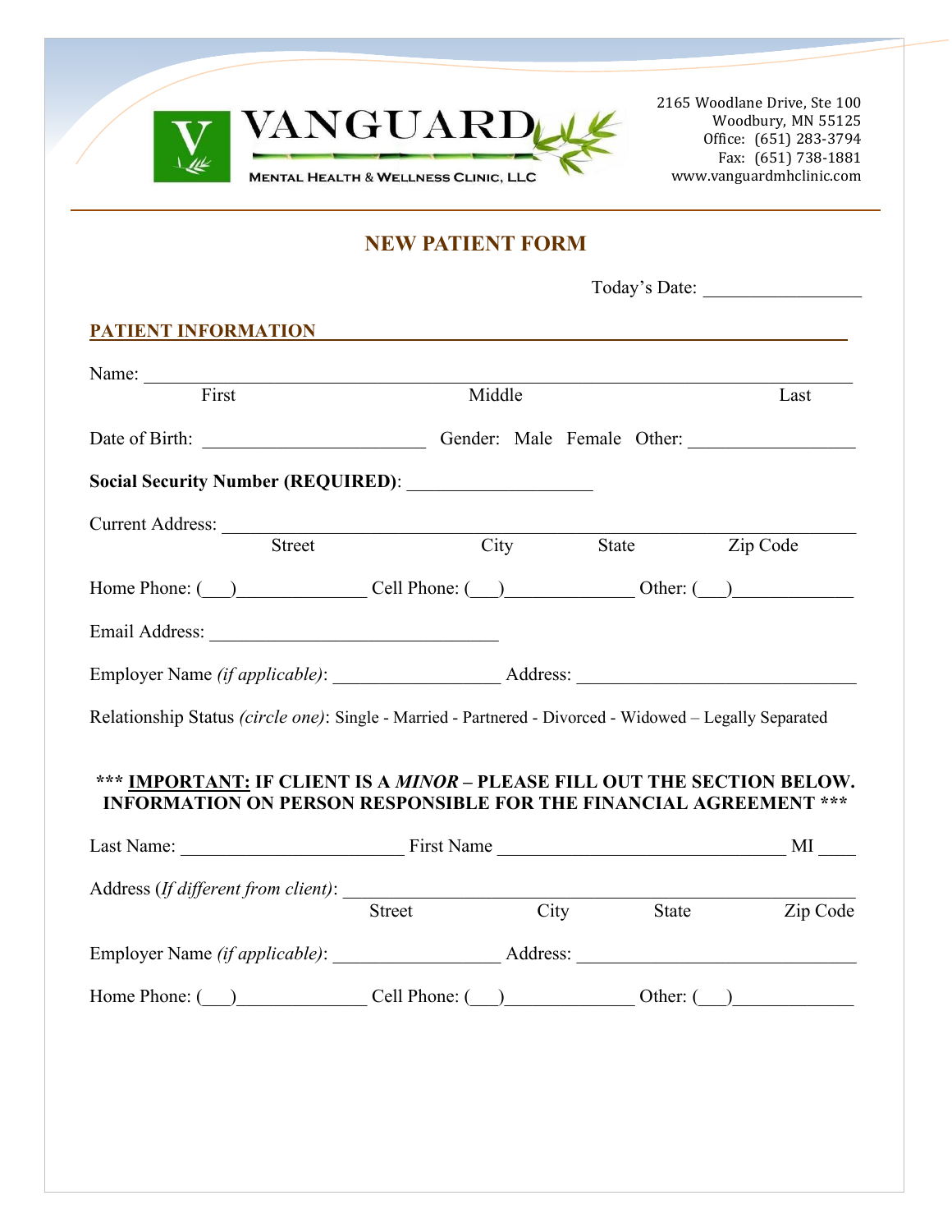**VANGUARD**
MENTAL HEALTH & WELLNESS CLINIC, LLC

2165 Woodlane Drive, Ste 100
Woodbury, MN 55125
Office: (651) 283-3794
Fax: (651) 738-1881
www.vanguardmhclinic.com

# NEW PATIENT FORM

Today's Date: ________________

## PATIENT INFORMATION

Name: ______________________________________________________________________
First Middle Last

Date of Birth: ______________________ Gender: Male Female Other: ________________

**Social Security Number (REQUIRED)**: __________________

Current Address: _____________________________________________________________
Street City State Zip Code

Home Phone: (___)_____________ Cell Phone: (___)_____________ Other: (___)____________

Email Address: ____________________________

Employer Name *(if applicable)*: _________________ Address: ____________________________

Relationship Status *(circle one)*: Single - Married - Partnered - Divorced - Widowed – Legally Separated

**\*\*\* <u>IMPORTANT:</u> IF CLIENT IS A *MINOR* – PLEASE FILL OUT THE SECTION BELOW. INFORMATION ON PERSON RESPONSIBLE FOR THE FINANCIAL AGREEMENT \*\*\***

Last Name: ______________________ First Name ____________________________ MI ____

Address (*If different from client*): _______________________________________________
Street City State Zip Code

Employer Name *(if applicable)*: _________________ Address: ____________________________

Home Phone: (___)_____________ Cell Phone: (___)_____________ Other: (___)____________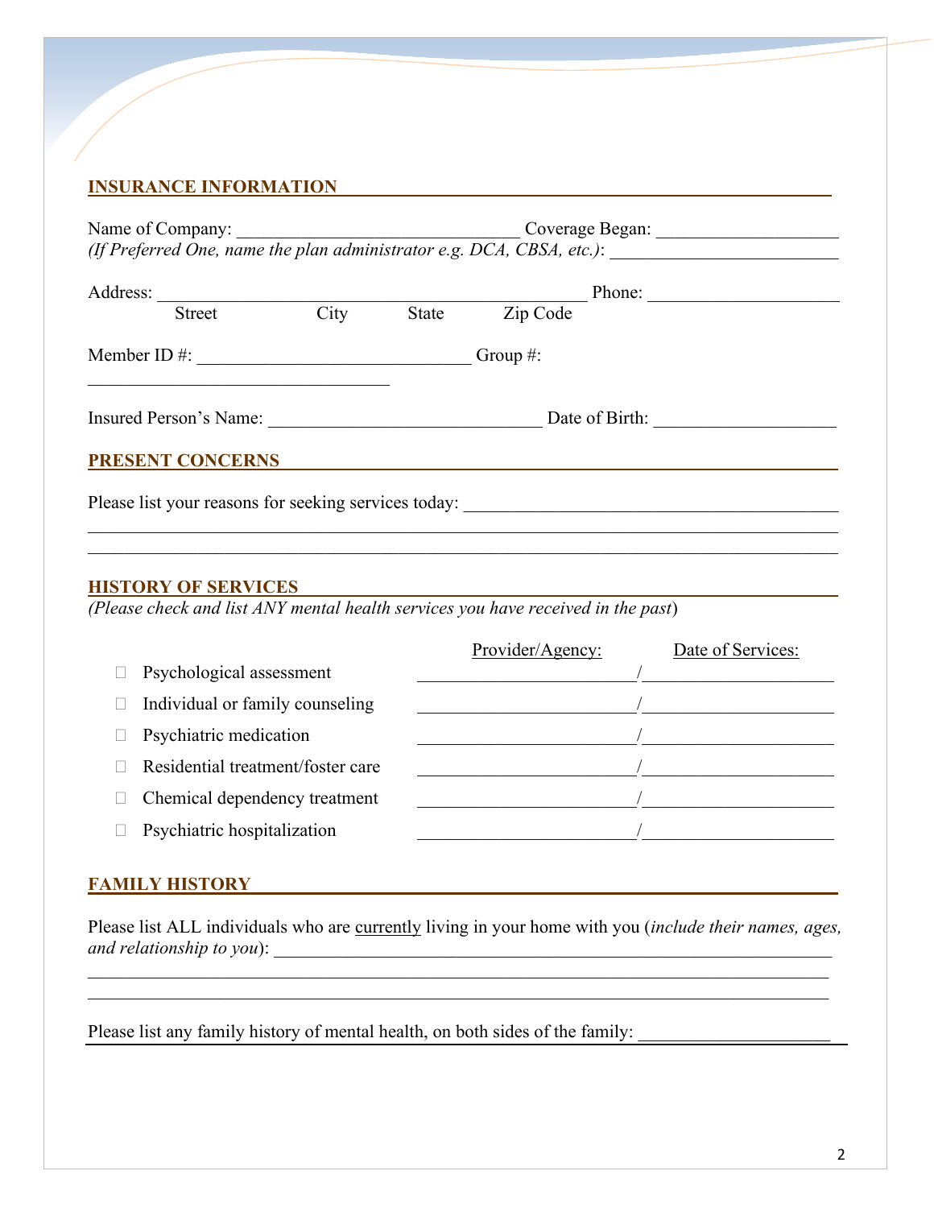## INSURANCE INFORMATION

Name of Company: ______________________________ Coverage Began: ____________________
*(If Preferred One, name the plan administrator e.g. DCA, CBSA, etc.)*: ________________________

Address: ______________________________________________ Phone: _____________________
Street City State Zip Code

Member ID #: ______________________________ Group #: ______________________________

Insured Person's Name: ______________________________ Date of Birth: ____________________

## PRESENT CONCERNS

Please list your reasons for seeking services today: __________________________________________
______________________________________________________________________________
______________________________________________________________________________

## HISTORY OF SERVICES

*(Please check and list ANY mental health services you have received in the past)*

| | Provider/Agency: | Date of Services: |
|---|---|---|
| ☐ Psychological assessment | ________________________ / | ______________________ |
| ☐ Individual or family counseling | ________________________ / | ______________________ |
| ☐ Psychiatric medication | ________________________ / | ______________________ |
| ☐ Residential treatment/foster care | ________________________ / | ______________________ |
| ☐ Chemical dependency treatment | ________________________ / | ______________________ |
| ☐ Psychiatric hospitalization | ________________________ / | ______________________ |

## FAMILY HISTORY

Please list ALL individuals who are <u>currently</u> living in your home with you (*include their names, ages, and relationship to you*): ___________________________________________________________
______________________________________________________________________________
______________________________________________________________________________

Please list any family history of mental health, on both sides of the family: ______________________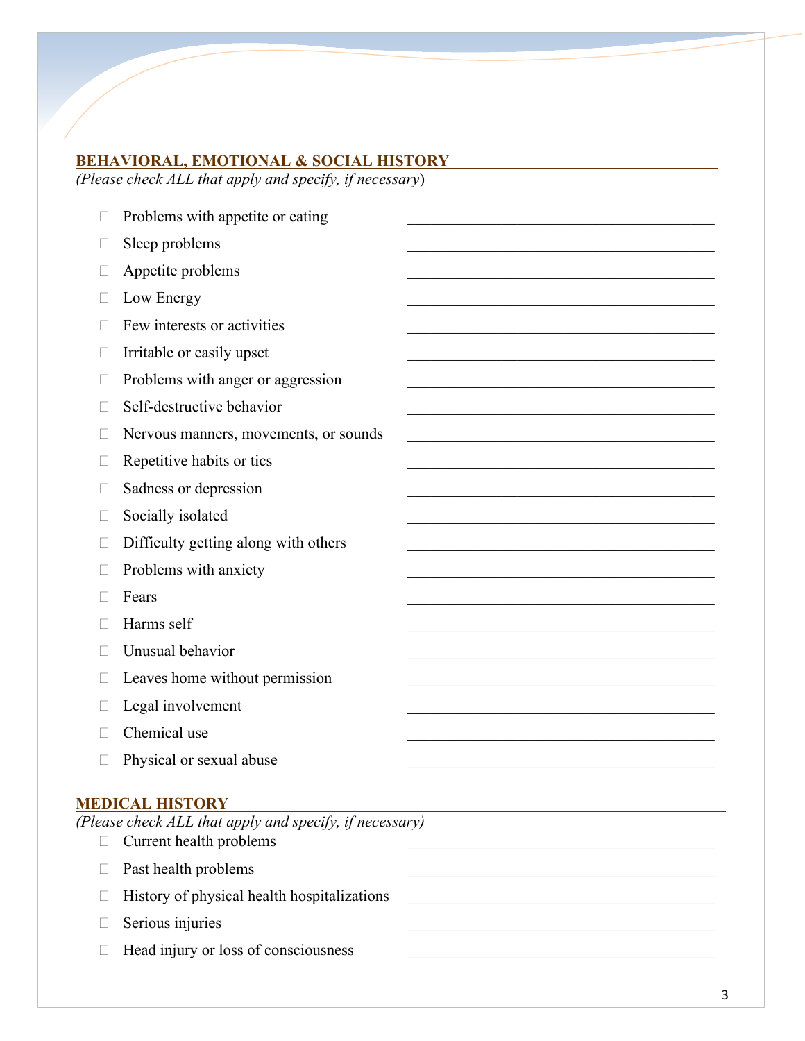## BEHAVIORAL, EMOTIONAL & SOCIAL HISTORY

*(Please check ALL that apply and specify, if necessary)*

- ☐ Problems with appetite or eating \_\_\_\_\_\_\_\_\_\_\_\_\_\_\_\_\_\_\_\_\_\_\_\_\_\_\_\_\_\_
- ☐ Sleep problems \_\_\_\_\_\_\_\_\_\_\_\_\_\_\_\_\_\_\_\_\_\_\_\_\_\_\_\_\_\_
- ☐ Appetite problems \_\_\_\_\_\_\_\_\_\_\_\_\_\_\_\_\_\_\_\_\_\_\_\_\_\_\_\_\_\_
- ☐ Low Energy \_\_\_\_\_\_\_\_\_\_\_\_\_\_\_\_\_\_\_\_\_\_\_\_\_\_\_\_\_\_
- ☐ Few interests or activities \_\_\_\_\_\_\_\_\_\_\_\_\_\_\_\_\_\_\_\_\_\_\_\_\_\_\_\_\_\_
- ☐ Irritable or easily upset \_\_\_\_\_\_\_\_\_\_\_\_\_\_\_\_\_\_\_\_\_\_\_\_\_\_\_\_\_\_
- ☐ Problems with anger or aggression \_\_\_\_\_\_\_\_\_\_\_\_\_\_\_\_\_\_\_\_\_\_\_\_\_\_\_\_\_\_
- ☐ Self-destructive behavior \_\_\_\_\_\_\_\_\_\_\_\_\_\_\_\_\_\_\_\_\_\_\_\_\_\_\_\_\_\_
- ☐ Nervous manners, movements, or sounds \_\_\_\_\_\_\_\_\_\_\_\_\_\_\_\_\_\_\_\_\_\_\_\_\_\_\_\_\_\_
- ☐ Repetitive habits or tics \_\_\_\_\_\_\_\_\_\_\_\_\_\_\_\_\_\_\_\_\_\_\_\_\_\_\_\_\_\_
- ☐ Sadness or depression \_\_\_\_\_\_\_\_\_\_\_\_\_\_\_\_\_\_\_\_\_\_\_\_\_\_\_\_\_\_
- ☐ Socially isolated \_\_\_\_\_\_\_\_\_\_\_\_\_\_\_\_\_\_\_\_\_\_\_\_\_\_\_\_\_\_
- ☐ Difficulty getting along with others \_\_\_\_\_\_\_\_\_\_\_\_\_\_\_\_\_\_\_\_\_\_\_\_\_\_\_\_\_\_
- ☐ Problems with anxiety \_\_\_\_\_\_\_\_\_\_\_\_\_\_\_\_\_\_\_\_\_\_\_\_\_\_\_\_\_\_
- ☐ Fears \_\_\_\_\_\_\_\_\_\_\_\_\_\_\_\_\_\_\_\_\_\_\_\_\_\_\_\_\_\_
- ☐ Harms self \_\_\_\_\_\_\_\_\_\_\_\_\_\_\_\_\_\_\_\_\_\_\_\_\_\_\_\_\_\_
- ☐ Unusual behavior \_\_\_\_\_\_\_\_\_\_\_\_\_\_\_\_\_\_\_\_\_\_\_\_\_\_\_\_\_\_
- ☐ Leaves home without permission \_\_\_\_\_\_\_\_\_\_\_\_\_\_\_\_\_\_\_\_\_\_\_\_\_\_\_\_\_\_
- ☐ Legal involvement \_\_\_\_\_\_\_\_\_\_\_\_\_\_\_\_\_\_\_\_\_\_\_\_\_\_\_\_\_\_
- ☐ Chemical use \_\_\_\_\_\_\_\_\_\_\_\_\_\_\_\_\_\_\_\_\_\_\_\_\_\_\_\_\_\_
- ☐ Physical or sexual abuse \_\_\_\_\_\_\_\_\_\_\_\_\_\_\_\_\_\_\_\_\_\_\_\_\_\_\_\_\_\_

## MEDICAL HISTORY

*(Please check ALL that apply and specify, if necessary)*

- ☐ Current health problems \_\_\_\_\_\_\_\_\_\_\_\_\_\_\_\_\_\_\_\_\_\_\_\_\_\_\_\_\_\_
- ☐ Past health problems \_\_\_\_\_\_\_\_\_\_\_\_\_\_\_\_\_\_\_\_\_\_\_\_\_\_\_\_\_\_
- ☐ History of physical health hospitalizations \_\_\_\_\_\_\_\_\_\_\_\_\_\_\_\_\_\_\_\_\_\_\_\_\_\_\_\_\_\_
- ☐ Serious injuries \_\_\_\_\_\_\_\_\_\_\_\_\_\_\_\_\_\_\_\_\_\_\_\_\_\_\_\_\_\_
- ☐ Head injury or loss of consciousness \_\_\_\_\_\_\_\_\_\_\_\_\_\_\_\_\_\_\_\_\_\_\_\_\_\_\_\_\_\_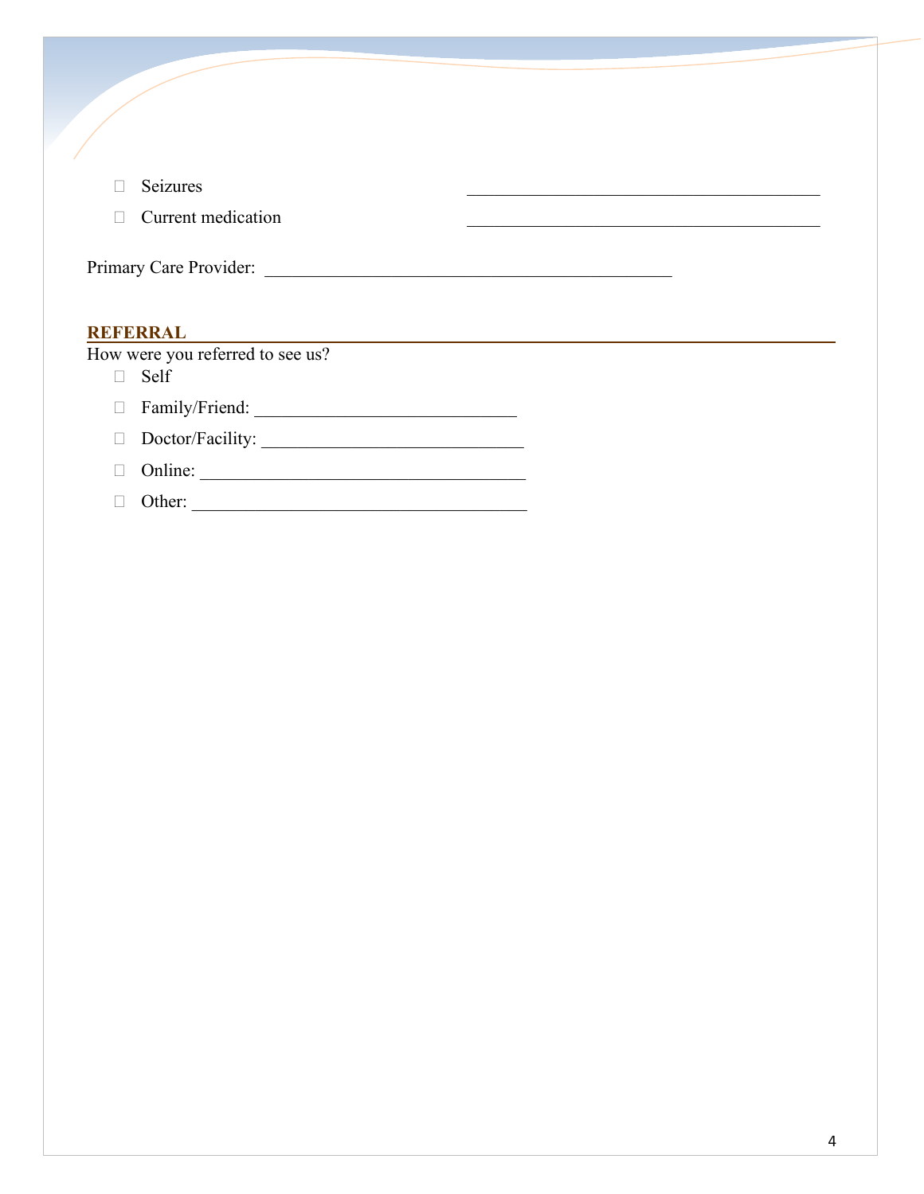- ☐ Seizures ________________________________________
- ☐ Current medication ________________________________________

Primary Care Provider: ______________________________________________

## REFERRAL

How were you referred to see us?

- ☐ Self
- ☐ Family/Friend: ______________________________
- ☐ Doctor/Facility: ______________________________
- ☐ Online: _____________________________________
- ☐ Other: ______________________________________